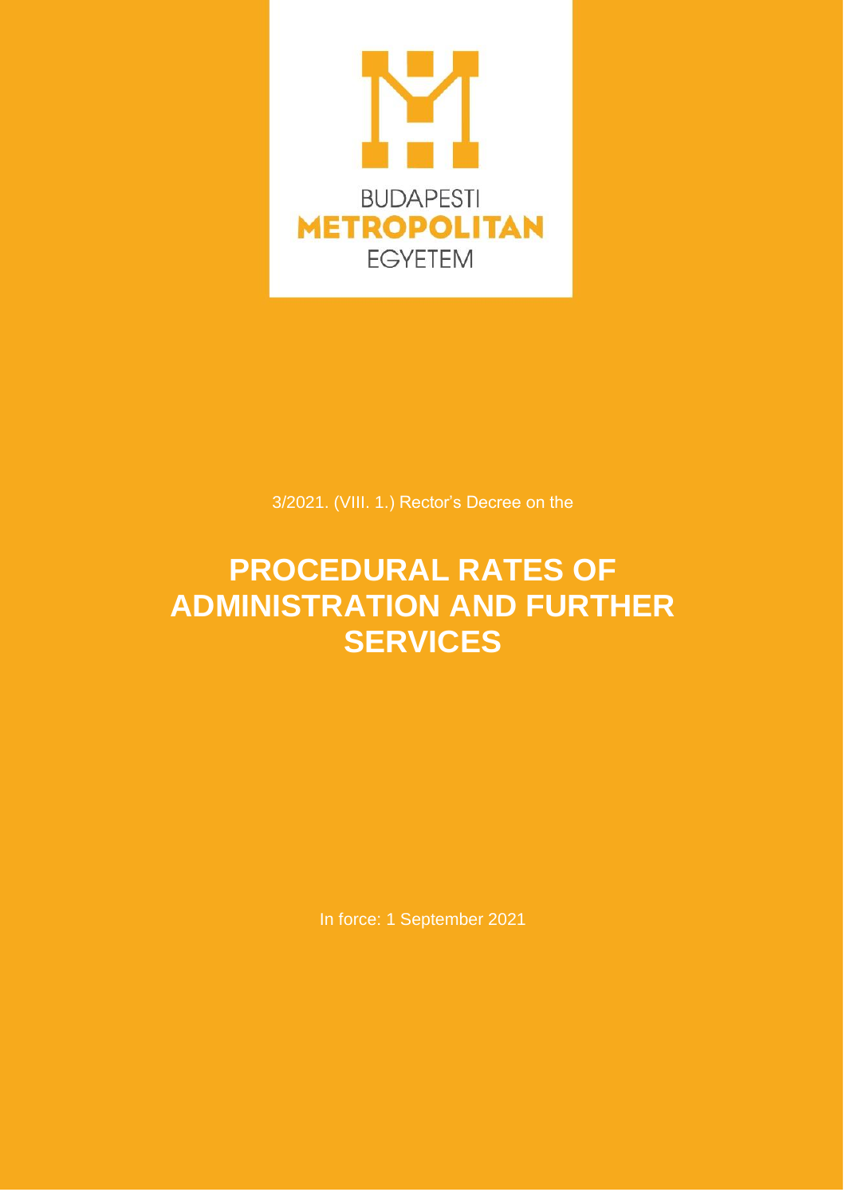BUDAPESTI
METROPOLITAN
EGYETEM

3/2021. (VIII. 1.) Rector's Decree on the

# PROCEDURAL RATES OF ADMINISTRATION AND FURTHER SERVICES

In force: 1 September 2021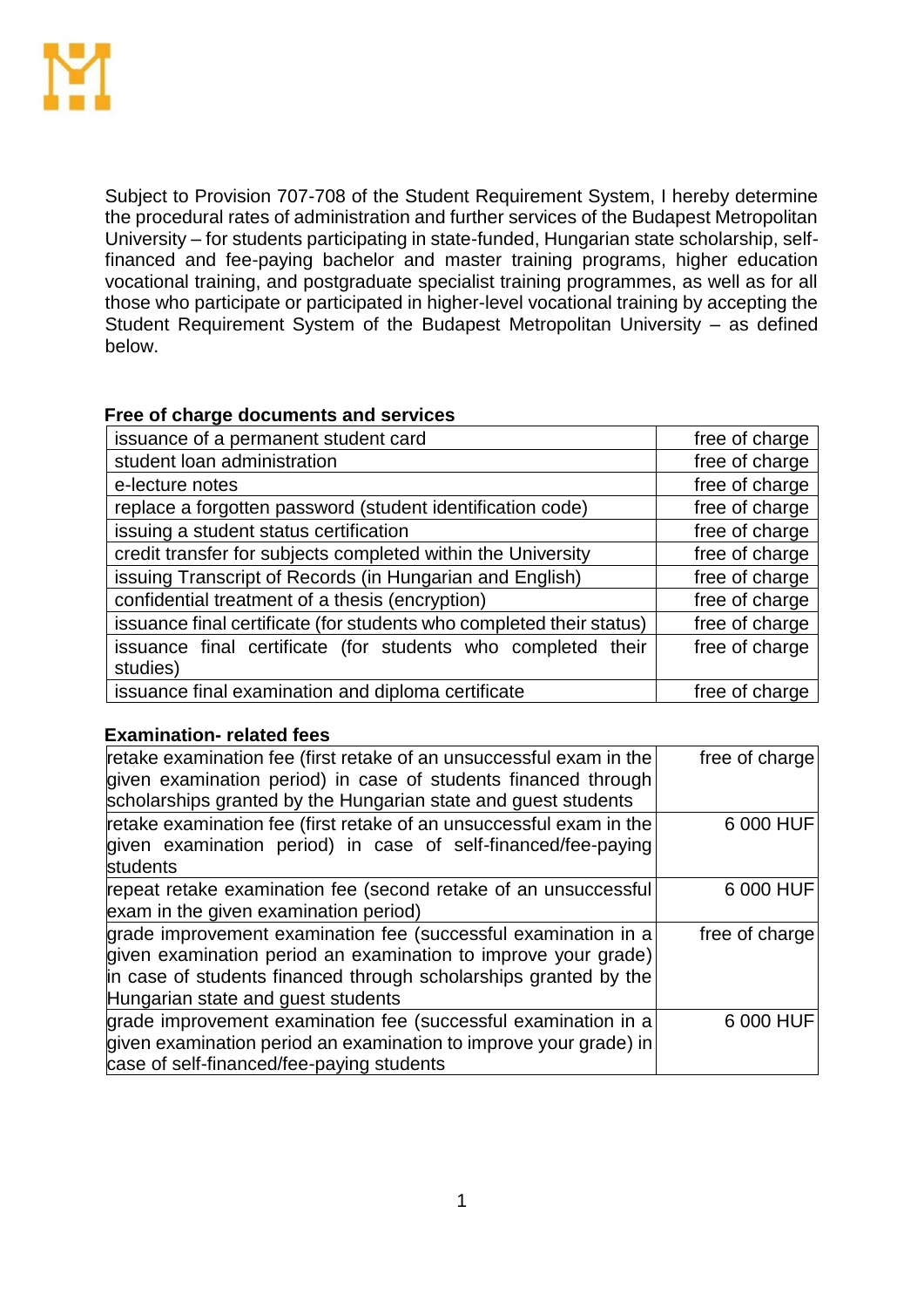Subject to Provision 707-708 of the Student Requirement System, I hereby determine the procedural rates of administration and further services of the Budapest Metropolitan University – for students participating in state-funded, Hungarian state scholarship, self-financed and fee-paying bachelor and master training programs, higher education vocational training, and postgraduate specialist training programmes, as well as for all those who participate or participated in higher-level vocational training by accepting the Student Requirement System of the Budapest Metropolitan University – as defined below.

**Free of charge documents and services**

| | |
|---|---|
| issuance of a permanent student card | free of charge |
| student loan administration | free of charge |
| e-lecture notes | free of charge |
| replace a forgotten password (student identification code) | free of charge |
| issuing a student status certification | free of charge |
| credit transfer for subjects completed within the University | free of charge |
| issuing Transcript of Records (in Hungarian and English) | free of charge |
| confidential treatment of a thesis (encryption) | free of charge |
| issuance final certificate (for students who completed their status) | free of charge |
| issuance final certificate (for students who completed their studies) | free of charge |
| issuance final examination and diploma certificate | free of charge |

**Examination- related fees**

| | |
|---|---|
| retake examination fee (first retake of an unsuccessful exam in the given examination period) in case of students financed through scholarships granted by the Hungarian state and guest students | free of charge |
| retake examination fee (first retake of an unsuccessful exam in the given examination period) in case of self-financed/fee-paying students | 6 000 HUF |
| repeat retake examination fee (second retake of an unsuccessful exam in the given examination period) | 6 000 HUF |
| grade improvement examination fee (successful examination in a given examination period an examination to improve your grade) in case of students financed through scholarships granted by the Hungarian state and guest students | free of charge |
| grade improvement examination fee (successful examination in a given examination period an examination to improve your grade) in case of self-financed/fee-paying students | 6 000 HUF |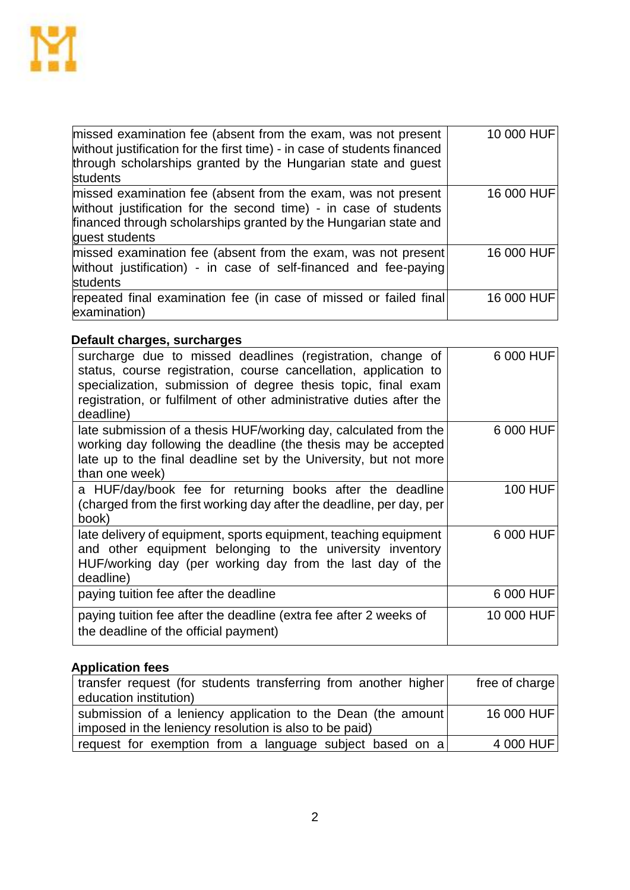| | |
|---|---|
| missed examination fee (absent from the exam, was not present without justification for the first time) - in case of students financed through scholarships granted by the Hungarian state and guest students | 10 000 HUF |
| missed examination fee (absent from the exam, was not present without justification for the second time) - in case of students financed through scholarships granted by the Hungarian state and guest students | 16 000 HUF |
| missed examination fee (absent from the exam, was not present without justification) - in case of self-financed and fee-paying students | 16 000 HUF |
| repeated final examination fee (in case of missed or failed final examination) | 16 000 HUF |

**Default charges, surcharges**

| | |
|---|---|
| surcharge due to missed deadlines (registration, change of status, course registration, course cancellation, application to specialization, submission of degree thesis topic, final exam registration, or fulfilment of other administrative duties after the deadline) | 6 000 HUF |
| late submission of a thesis HUF/working day, calculated from the working day following the deadline (the thesis may be accepted late up to the final deadline set by the University, but not more than one week) | 6 000 HUF |
| a HUF/day/book fee for returning books after the deadline (charged from the first working day after the deadline, per day, per book) | 100 HUF |
| late delivery of equipment, sports equipment, teaching equipment and other equipment belonging to the university inventory HUF/working day (per working day from the last day of the deadline) | 6 000 HUF |
| paying tuition fee after the deadline | 6 000 HUF |
| paying tuition fee after the deadline (extra fee after 2 weeks of the deadline of the official payment) | 10 000 HUF |

**Application fees**

| | |
|---|---|
| transfer request (for students transferring from another higher education institution) | free of charge |
| submission of a leniency application to the Dean (the amount imposed in the leniency resolution is also to be paid) | 16 000 HUF |
| request for exemption from a language subject based on a | 4 000 HUF |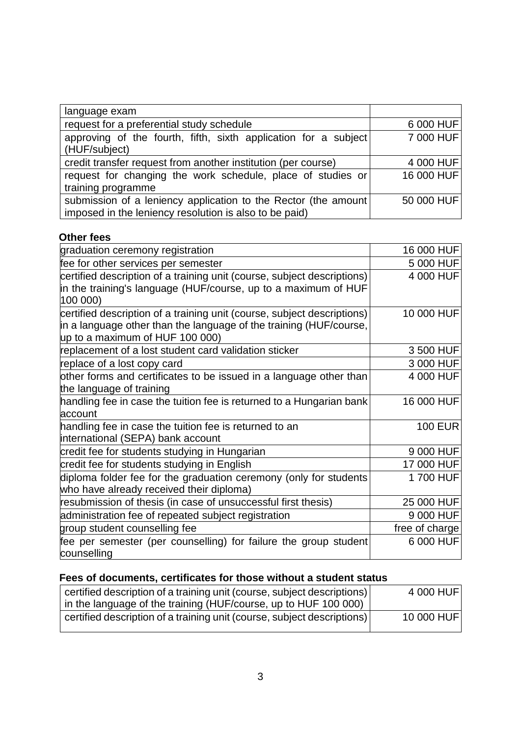| | |
|---|---|
| language exam | |
| request for a preferential study schedule | 6 000 HUF |
| approving of the fourth, fifth, sixth application for a subject (HUF/subject) | 7 000 HUF |
| credit transfer request from another institution (per course) | 4 000 HUF |
| request for changing the work schedule, place of studies or training programme | 16 000 HUF |
| submission of a leniency application to the Rector (the amount imposed in the leniency resolution is also to be paid) | 50 000 HUF |

**Other fees**

| | |
|---|---|
| graduation ceremony registration | 16 000 HUF |
| fee for other services per semester | 5 000 HUF |
| certified description of a training unit (course, subject descriptions) in the training's language (HUF/course, up to a maximum of HUF 100 000) | 4 000 HUF |
| certified description of a training unit (course, subject descriptions) in a language other than the language of the training (HUF/course, up to a maximum of HUF 100 000) | 10 000 HUF |
| replacement of a lost student card validation sticker | 3 500 HUF |
| replace of a lost copy card | 3 000 HUF |
| other forms and certificates to be issued in a language other than the language of training | 4 000 HUF |
| handling fee in case the tuition fee is returned to a Hungarian bank account | 16 000 HUF |
| handling fee in case the tuition fee is returned to an international (SEPA) bank account | 100 EUR |
| credit fee for students studying in Hungarian | 9 000 HUF |
| credit fee for students studying in English | 17 000 HUF |
| diploma folder fee for the graduation ceremony (only for students who have already received their diploma) | 1 700 HUF |
| resubmission of thesis (in case of unsuccessful first thesis) | 25 000 HUF |
| administration fee of repeated subject registration | 9 000 HUF |
| group student counselling fee | free of charge |
| fee per semester (per counselling) for failure the group student counselling | 6 000 HUF |

**Fees of documents, certificates for those without a student status**

| | |
|---|---|
| certified description of a training unit (course, subject descriptions) in the language of the training (HUF/course, up to HUF 100 000) | 4 000 HUF |
| certified description of a training unit (course, subject descriptions) | 10 000 HUF |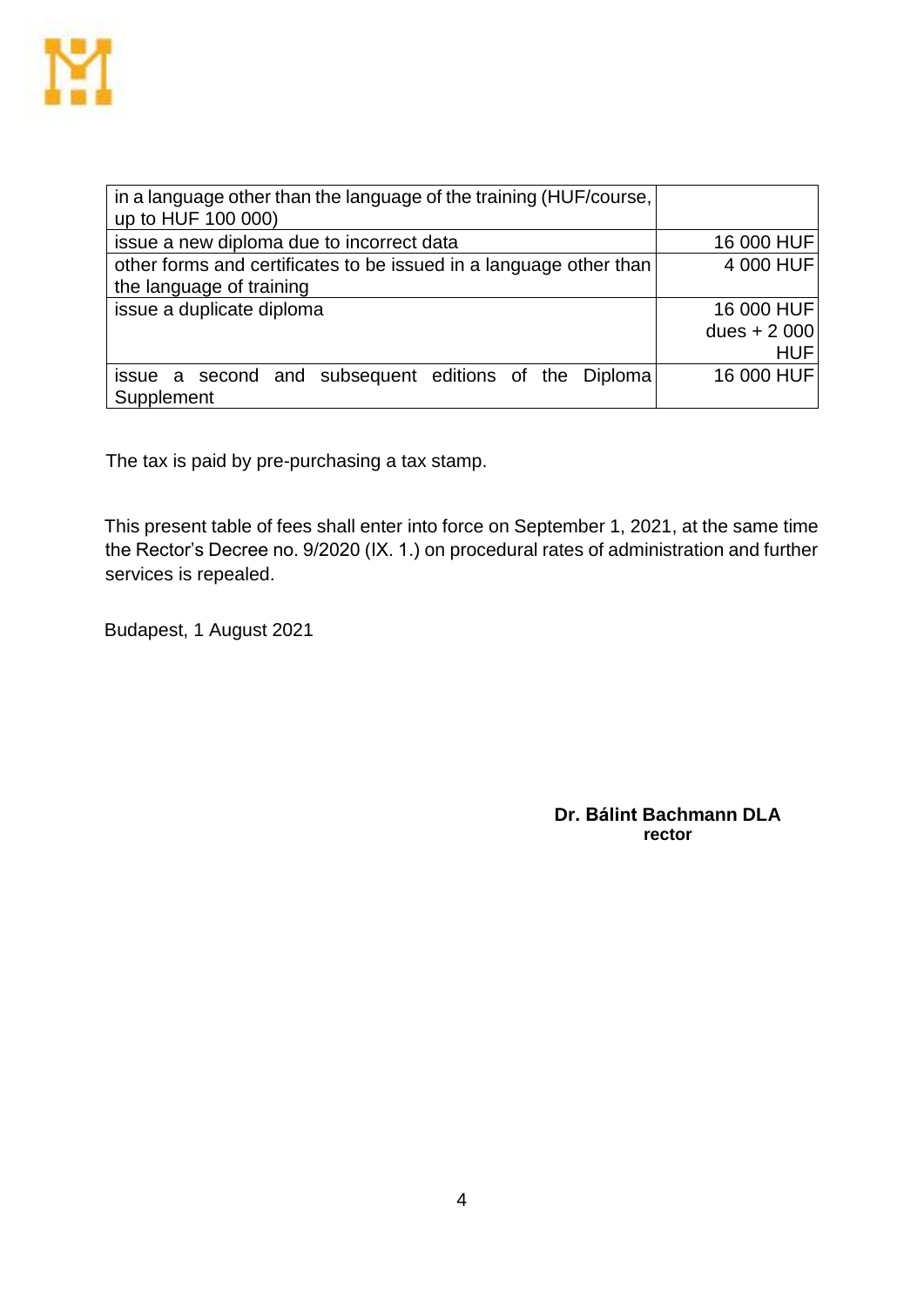| | |
|---|---|
| in a language other than the language of the training (HUF/course, up to HUF 100 000) | |
| issue a new diploma due to incorrect data | 16 000 HUF |
| other forms and certificates to be issued in a language other than the language of training | 4 000 HUF |
| issue a duplicate diploma | 16 000 HUF dues + 2 000 HUF |
| issue a second and subsequent editions of the Diploma Supplement | 16 000 HUF |

The tax is paid by pre-purchasing a tax stamp.

This present table of fees shall enter into force on September 1, 2021, at the same time the Rector's Decree no. 9/2020 (IX. 1.) on procedural rates of administration and further services is repealed.

Budapest, 1 August 2021

**Dr. Bálint Bachmann DLA**
**rector**